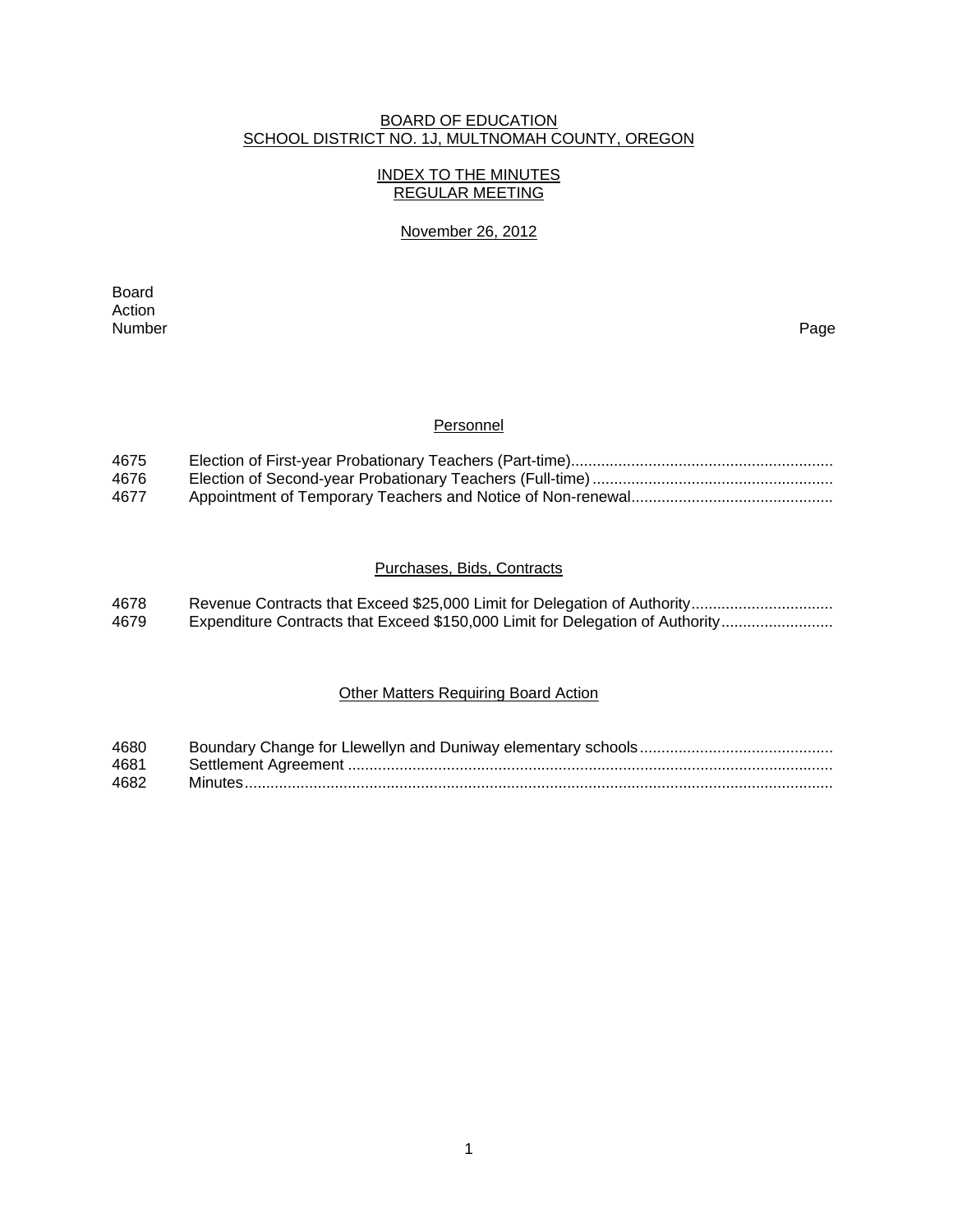# BOARD OF EDUCATION
## SCHOOL DISTRICT NO. 1J, MULTNOMAH COUNTY, OREGON

### INDEX TO THE MINUTES
### REGULAR MEETING

November 26, 2012

| Board Action Number | | Page |
|---|---|---|

#### Personnel

| | | |
|---|---|---|
| 4675 | Election of First-year Probationary Teachers (Part-time) | |
| 4676 | Election of Second-year Probationary Teachers (Full-time) | |
| 4677 | Appointment of Temporary Teachers and Notice of Non-renewal | |

#### Purchases, Bids, Contracts

| | | |
|---|---|---|
| 4678 | Revenue Contracts that Exceed $25,000 Limit for Delegation of Authority | |
| 4679 | Expenditure Contracts that Exceed $150,000 Limit for Delegation of Authority | |

#### Other Matters Requiring Board Action

| | | |
|---|---|---|
| 4680 | Boundary Change for Llewellyn and Duniway elementary schools | |
| 4681 | Settlement Agreement | |
| 4682 | Minutes | |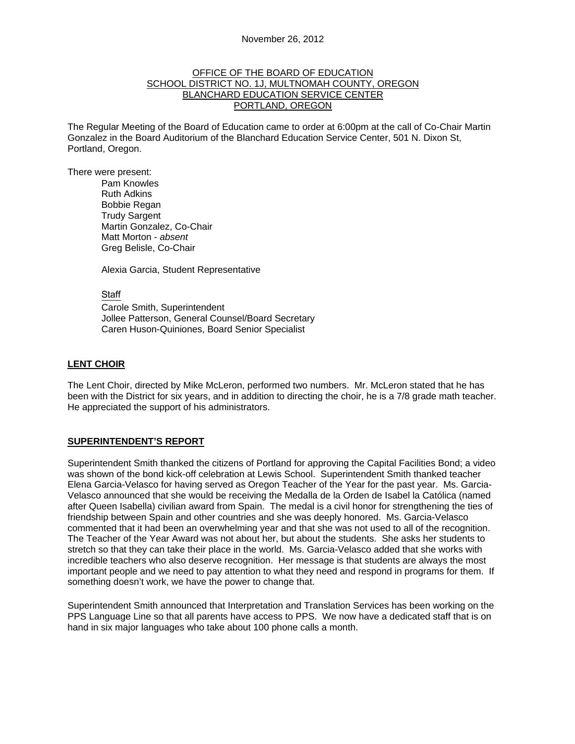November 26, 2012

OFFICE OF THE BOARD OF EDUCATION
SCHOOL DISTRICT NO. 1J, MULTNOMAH COUNTY, OREGON
BLANCHARD EDUCATION SERVICE CENTER
PORTLAND, OREGON

The Regular Meeting of the Board of Education came to order at 6:00pm at the call of Co-Chair Martin Gonzalez in the Board Auditorium of the Blanchard Education Service Center, 501 N. Dixon St, Portland, Oregon.

There were present:

Pam Knowles
Ruth Adkins
Bobbie Regan
Trudy Sargent
Martin Gonzalez, Co-Chair
Matt Morton - *absent*
Greg Belisle, Co-Chair

Alexia Garcia, Student Representative

Staff
Carole Smith, Superintendent
Jollee Patterson, General Counsel/Board Secretary
Caren Huson-Quiniones, Board Senior Specialist

## LENT CHOIR

The Lent Choir, directed by Mike McLeron, performed two numbers. Mr. McLeron stated that he has been with the District for six years, and in addition to directing the choir, he is a 7/8 grade math teacher. He appreciated the support of his administrators.

## SUPERINTENDENT'S REPORT

Superintendent Smith thanked the citizens of Portland for approving the Capital Facilities Bond; a video was shown of the bond kick-off celebration at Lewis School. Superintendent Smith thanked teacher Elena Garcia-Velasco for having served as Oregon Teacher of the Year for the past year. Ms. Garcia-Velasco announced that she would be receiving the Medalla de la Orden de Isabel la Católica (named after Queen Isabella) civilian award from Spain. The medal is a civil honor for strengthening the ties of friendship between Spain and other countries and she was deeply honored. Ms. Garcia-Velasco commented that it had been an overwhelming year and that she was not used to all of the recognition. The Teacher of the Year Award was not about her, but about the students. She asks her students to stretch so that they can take their place in the world. Ms. Garcia-Velasco added that she works with incredible teachers who also deserve recognition. Her message is that students are always the most important people and we need to pay attention to what they need and respond in programs for them. If something doesn't work, we have the power to change that.

Superintendent Smith announced that Interpretation and Translation Services has been working on the PPS Language Line so that all parents have access to PPS. We now have a dedicated staff that is on hand in six major languages who take about 100 phone calls a month.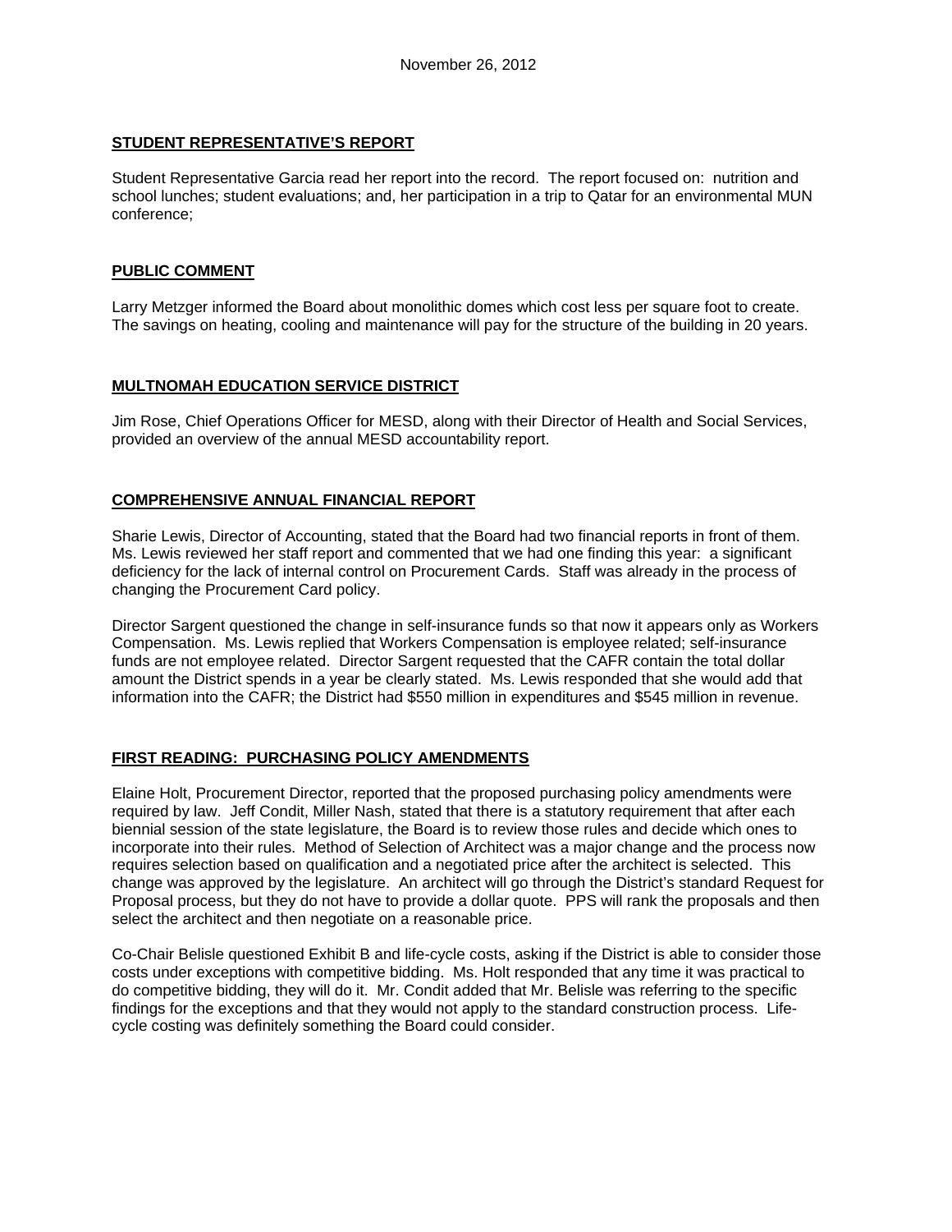## STUDENT REPRESENTATIVE'S REPORT

Student Representative Garcia read her report into the record. The report focused on: nutrition and school lunches; student evaluations; and, her participation in a trip to Qatar for an environmental MUN conference;

## PUBLIC COMMENT

Larry Metzger informed the Board about monolithic domes which cost less per square foot to create. The savings on heating, cooling and maintenance will pay for the structure of the building in 20 years.

## MULTNOMAH EDUCATION SERVICE DISTRICT

Jim Rose, Chief Operations Officer for MESD, along with their Director of Health and Social Services, provided an overview of the annual MESD accountability report.

## COMPREHENSIVE ANNUAL FINANCIAL REPORT

Sharie Lewis, Director of Accounting, stated that the Board had two financial reports in front of them. Ms. Lewis reviewed her staff report and commented that we had one finding this year: a significant deficiency for the lack of internal control on Procurement Cards. Staff was already in the process of changing the Procurement Card policy.

Director Sargent questioned the change in self-insurance funds so that now it appears only as Workers Compensation. Ms. Lewis replied that Workers Compensation is employee related; self-insurance funds are not employee related. Director Sargent requested that the CAFR contain the total dollar amount the District spends in a year be clearly stated. Ms. Lewis responded that she would add that information into the CAFR; the District had $550 million in expenditures and $545 million in revenue.

## FIRST READING: PURCHASING POLICY AMENDMENTS

Elaine Holt, Procurement Director, reported that the proposed purchasing policy amendments were required by law. Jeff Condit, Miller Nash, stated that there is a statutory requirement that after each biennial session of the state legislature, the Board is to review those rules and decide which ones to incorporate into their rules. Method of Selection of Architect was a major change and the process now requires selection based on qualification and a negotiated price after the architect is selected. This change was approved by the legislature. An architect will go through the District's standard Request for Proposal process, but they do not have to provide a dollar quote. PPS will rank the proposals and then select the architect and then negotiate on a reasonable price.

Co-Chair Belisle questioned Exhibit B and life-cycle costs, asking if the District is able to consider those costs under exceptions with competitive bidding. Ms. Holt responded that any time it was practical to do competitive bidding, they will do it. Mr. Condit added that Mr. Belisle was referring to the specific findings for the exceptions and that they would not apply to the standard construction process. Life-cycle costing was definitely something the Board could consider.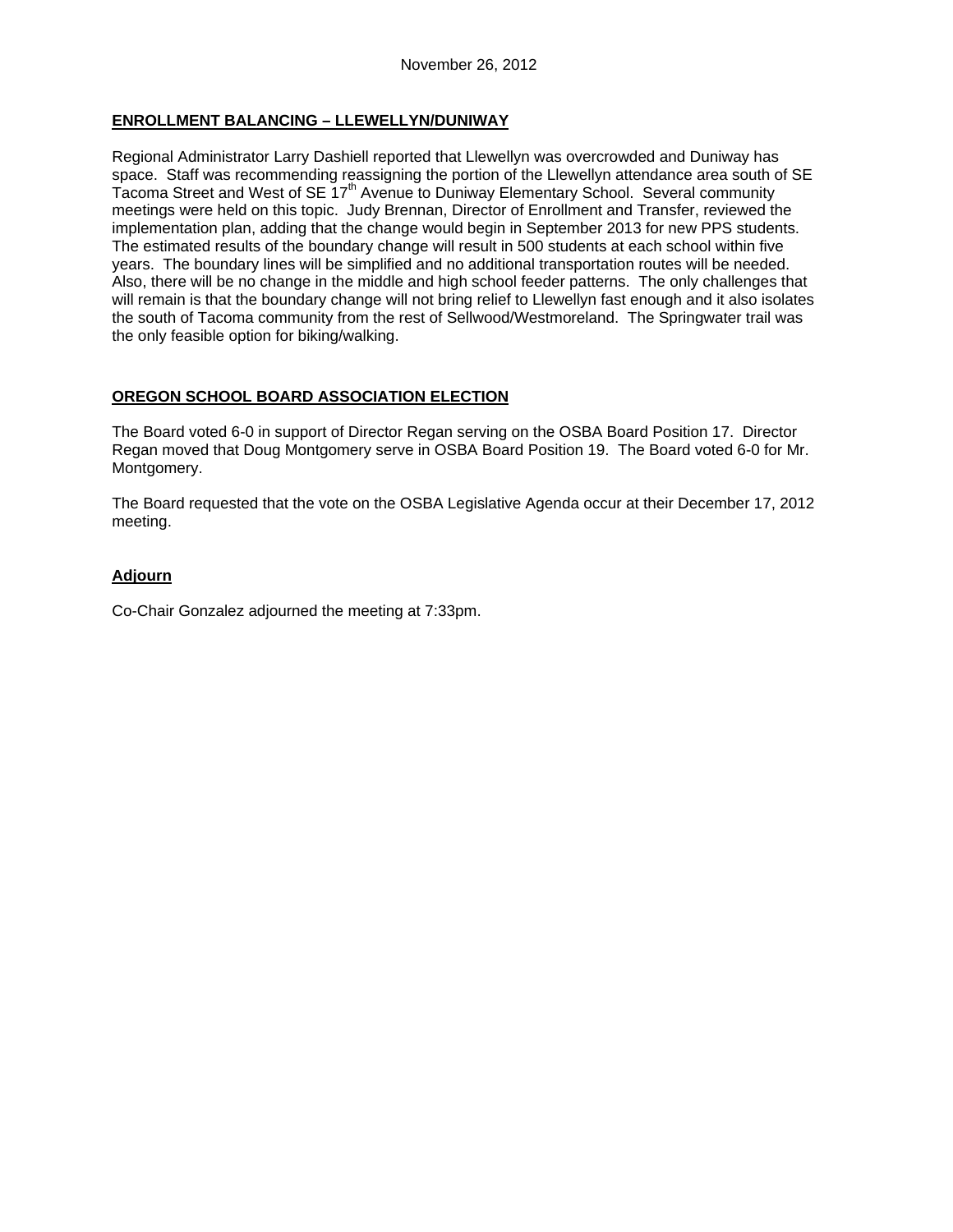## ENROLLMENT BALANCING – LLEWELLYN/DUNIWAY

Regional Administrator Larry Dashiell reported that Llewellyn was overcrowded and Duniway has space. Staff was recommending reassigning the portion of the Llewellyn attendance area south of SE Tacoma Street and West of SE 17th Avenue to Duniway Elementary School. Several community meetings were held on this topic. Judy Brennan, Director of Enrollment and Transfer, reviewed the implementation plan, adding that the change would begin in September 2013 for new PPS students. The estimated results of the boundary change will result in 500 students at each school within five years. The boundary lines will be simplified and no additional transportation routes will be needed. Also, there will be no change in the middle and high school feeder patterns. The only challenges that will remain is that the boundary change will not bring relief to Llewellyn fast enough and it also isolates the south of Tacoma community from the rest of Sellwood/Westmoreland. The Springwater trail was the only feasible option for biking/walking.

## OREGON SCHOOL BOARD ASSOCIATION ELECTION

The Board voted 6-0 in support of Director Regan serving on the OSBA Board Position 17. Director Regan moved that Doug Montgomery serve in OSBA Board Position 19. The Board voted 6-0 for Mr. Montgomery.

The Board requested that the vote on the OSBA Legislative Agenda occur at their December 17, 2012 meeting.

## Adjourn

Co-Chair Gonzalez adjourned the meeting at 7:33pm.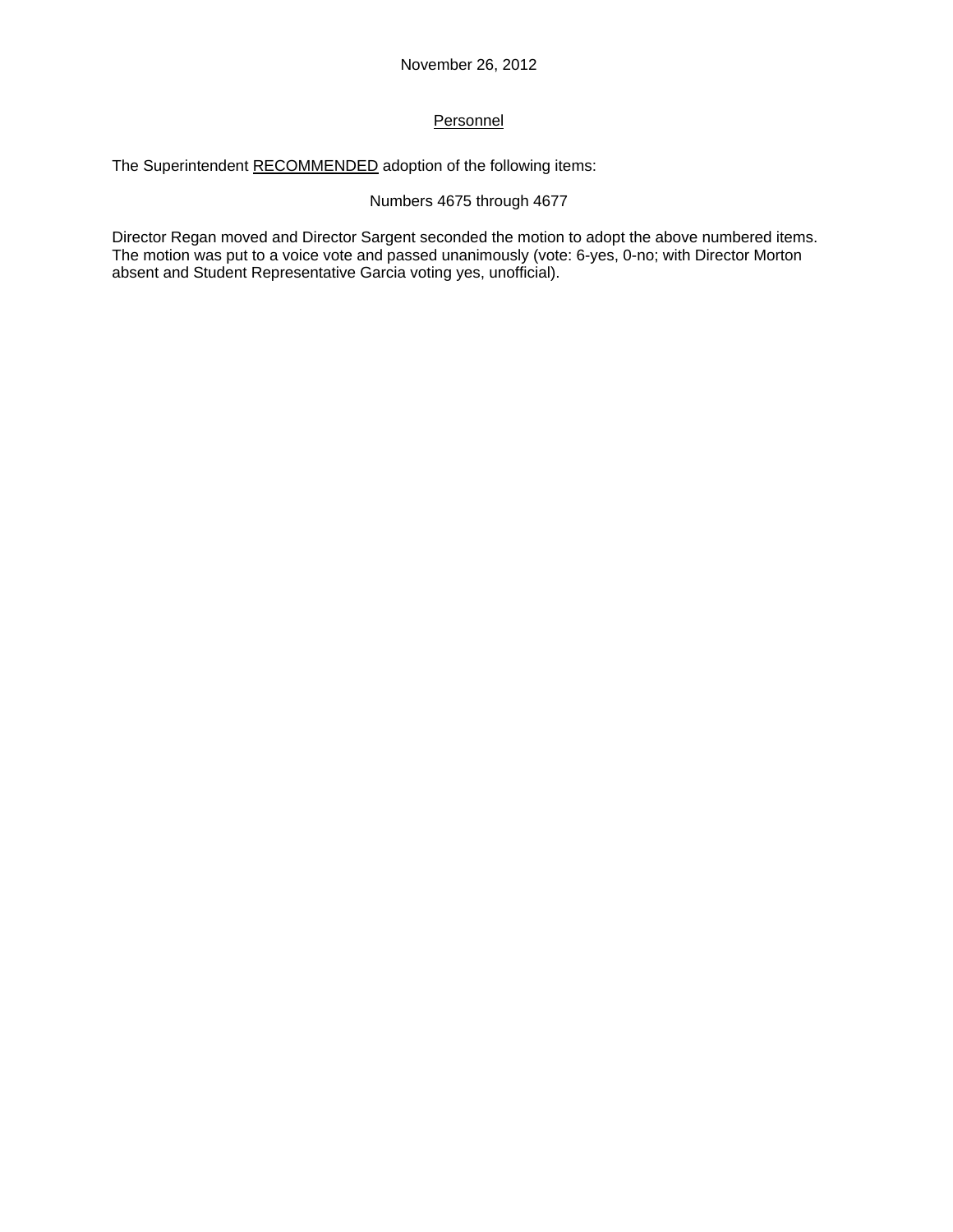November 26, 2012

Personnel

The Superintendent RECOMMENDED adoption of the following items:

Numbers 4675 through 4677

Director Regan moved and Director Sargent seconded the motion to adopt the above numbered items. The motion was put to a voice vote and passed unanimously (vote: 6-yes, 0-no; with Director Morton absent and Student Representative Garcia voting yes, unofficial).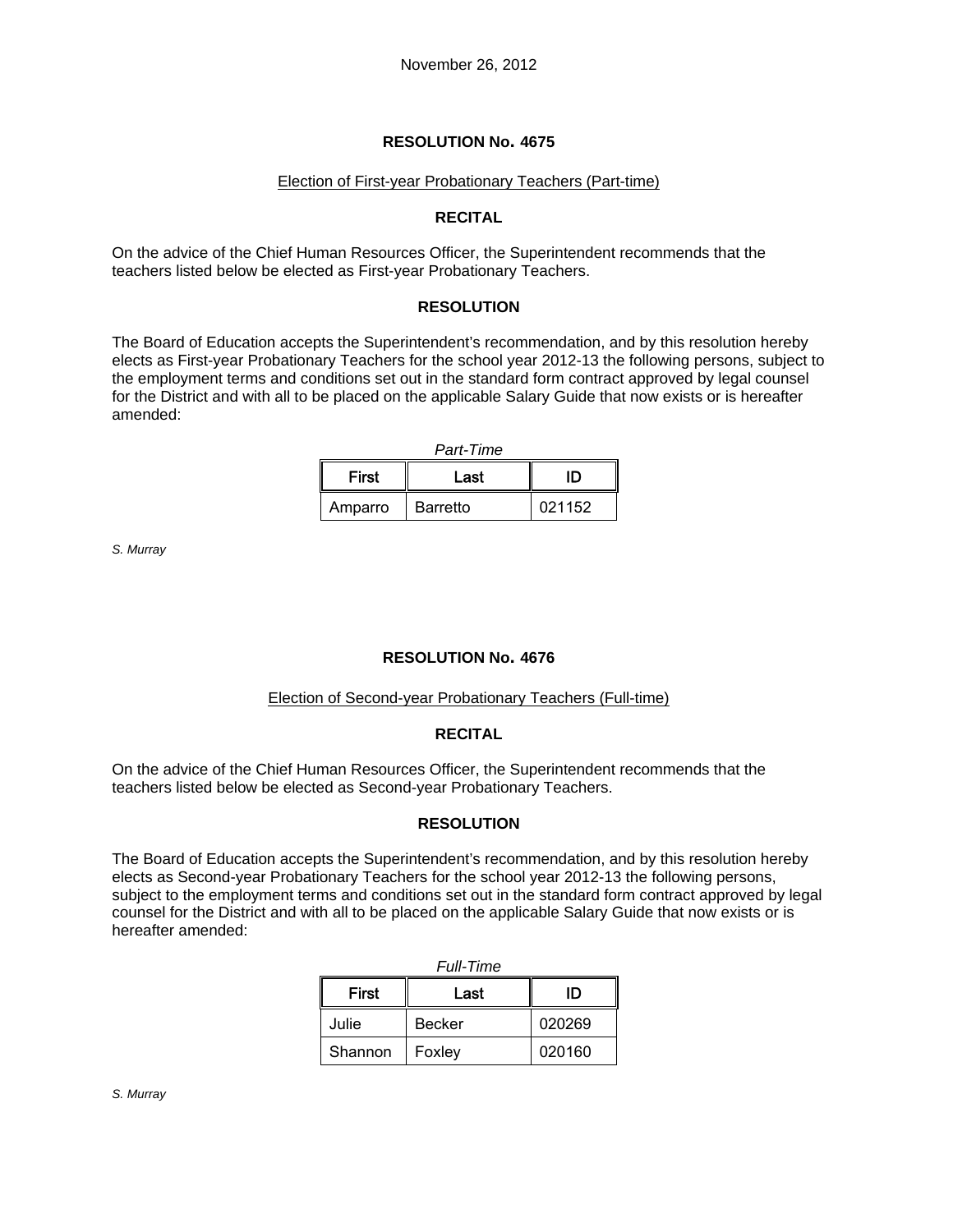November 26, 2012

## RESOLUTION No. 4675

Election of First-year Probationary Teachers (Part-time)

### RECITAL

On the advice of the Chief Human Resources Officer, the Superintendent recommends that the teachers listed below be elected as First-year Probationary Teachers.

### RESOLUTION

The Board of Education accepts the Superintendent's recommendation, and by this resolution hereby elects as First-year Probationary Teachers for the school year 2012-13 the following persons, subject to the employment terms and conditions set out in the standard form contract approved by legal counsel for the District and with all to be placed on the applicable Salary Guide that now exists or is hereafter amended:

*Part-Time*

| First | Last | ID |
|---|---|---|
| Amparro | Barretto | 021152 |

*S. Murray*

## RESOLUTION No. 4676

Election of Second-year Probationary Teachers (Full-time)

### RECITAL

On the advice of the Chief Human Resources Officer, the Superintendent recommends that the teachers listed below be elected as Second-year Probationary Teachers.

### RESOLUTION

The Board of Education accepts the Superintendent's recommendation, and by this resolution hereby elects as Second-year Probationary Teachers for the school year 2012-13 the following persons, subject to the employment terms and conditions set out in the standard form contract approved by legal counsel for the District and with all to be placed on the applicable Salary Guide that now exists or is hereafter amended:

*Full-Time*

| First | Last | ID |
|---|---|---|
| Julie | Becker | 020269 |
| Shannon | Foxley | 020160 |

*S. Murray*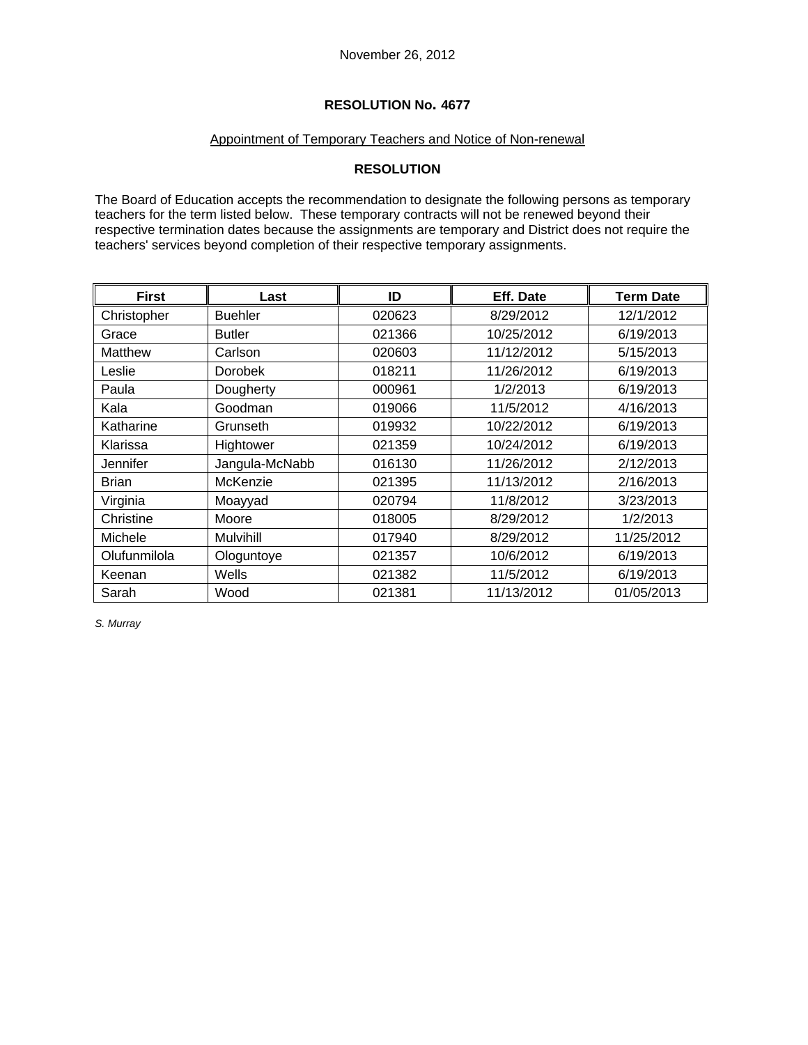November 26, 2012

**RESOLUTION No. 4677**

Appointment of Temporary Teachers and Notice of Non-renewal

**RESOLUTION**

The Board of Education accepts the recommendation to designate the following persons as temporary teachers for the term listed below. These temporary contracts will not be renewed beyond their respective termination dates because the assignments are temporary and District does not require the teachers' services beyond completion of their respective temporary assignments.

| First | Last | ID | Eff. Date | Term Date |
|---|---|---|---|---|
| Christopher | Buehler | 020623 | 8/29/2012 | 12/1/2012 |
| Grace | Butler | 021366 | 10/25/2012 | 6/19/2013 |
| Matthew | Carlson | 020603 | 11/12/2012 | 5/15/2013 |
| Leslie | Dorobek | 018211 | 11/26/2012 | 6/19/2013 |
| Paula | Dougherty | 000961 | 1/2/2013 | 6/19/2013 |
| Kala | Goodman | 019066 | 11/5/2012 | 4/16/2013 |
| Katharine | Grunseth | 019932 | 10/22/2012 | 6/19/2013 |
| Klarissa | Hightower | 021359 | 10/24/2012 | 6/19/2013 |
| Jennifer | Jangula-McNabb | 016130 | 11/26/2012 | 2/12/2013 |
| Brian | McKenzie | 021395 | 11/13/2012 | 2/16/2013 |
| Virginia | Moayyad | 020794 | 11/8/2012 | 3/23/2013 |
| Christine | Moore | 018005 | 8/29/2012 | 1/2/2013 |
| Michele | Mulvihill | 017940 | 8/29/2012 | 11/25/2012 |
| Olufunmilola | Ologuntoye | 021357 | 10/6/2012 | 6/19/2013 |
| Keenan | Wells | 021382 | 11/5/2012 | 6/19/2013 |
| Sarah | Wood | 021381 | 11/13/2012 | 01/05/2013 |

*S. Murray*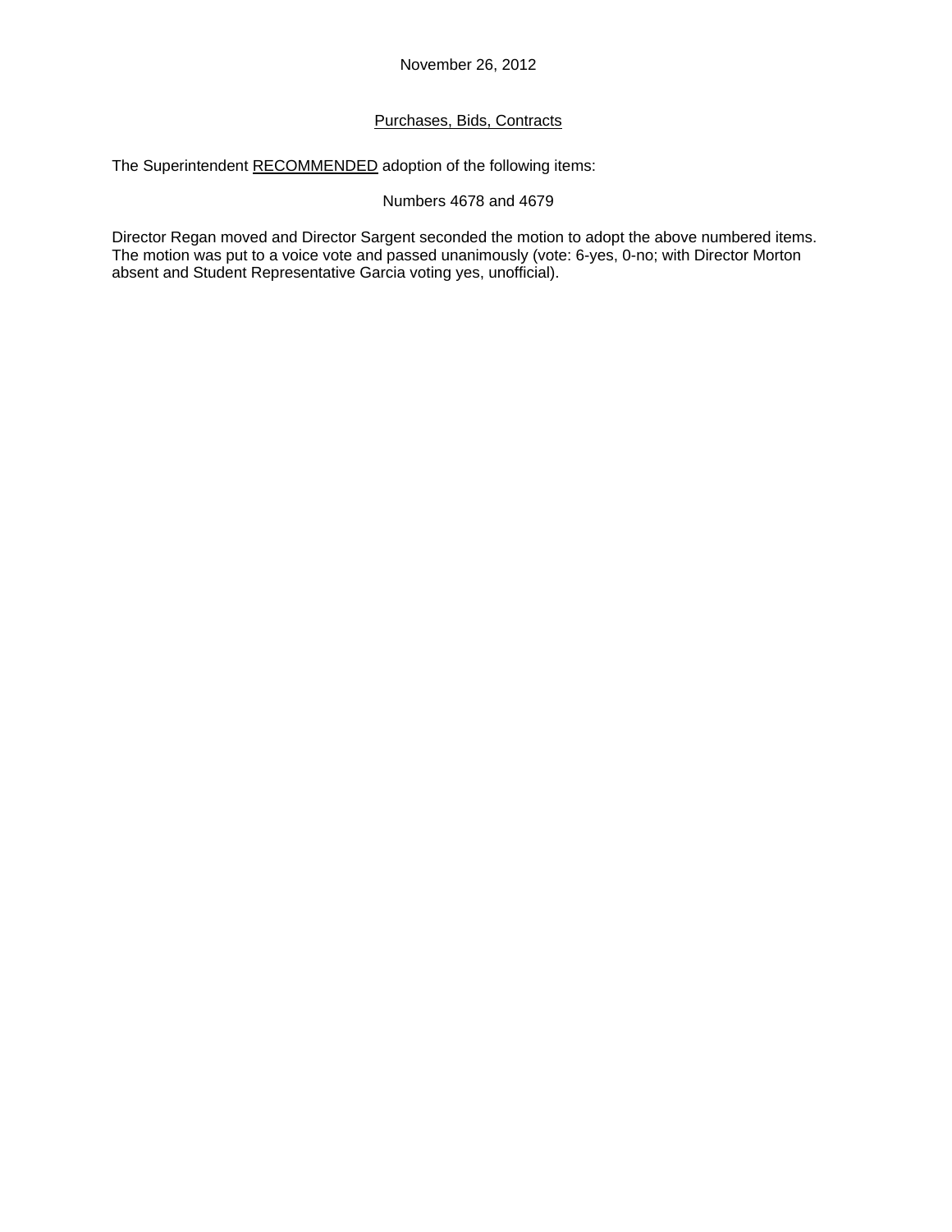November 26, 2012

<u>Purchases, Bids, Contracts</u>

The Superintendent <u>RECOMMENDED</u> adoption of the following items:

Numbers 4678 and 4679

Director Regan moved and Director Sargent seconded the motion to adopt the above numbered items. The motion was put to a voice vote and passed unanimously (vote: 6-yes, 0-no; with Director Morton absent and Student Representative Garcia voting yes, unofficial).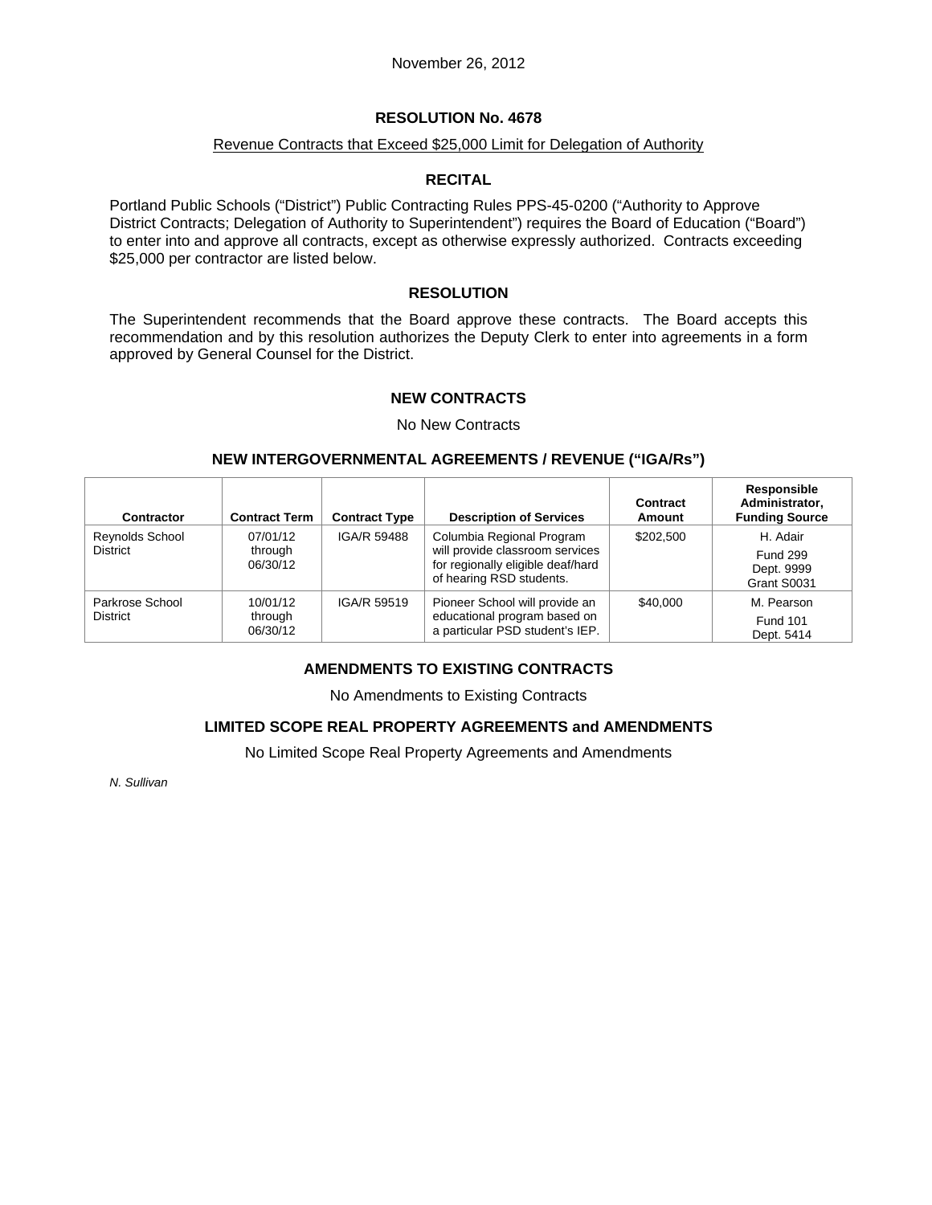November 26, 2012

## RESOLUTION No. 4678

Revenue Contracts that Exceed $25,000 Limit for Delegation of Authority

### RECITAL

Portland Public Schools ("District") Public Contracting Rules PPS-45-0200 ("Authority to Approve District Contracts; Delegation of Authority to Superintendent") requires the Board of Education ("Board") to enter into and approve all contracts, except as otherwise expressly authorized. Contracts exceeding $25,000 per contractor are listed below.

### RESOLUTION

The Superintendent recommends that the Board approve these contracts. The Board accepts this recommendation and by this resolution authorizes the Deputy Clerk to enter into agreements in a form approved by General Counsel for the District.

### NEW CONTRACTS

No New Contracts

### NEW INTERGOVERNMENTAL AGREEMENTS / REVENUE ("IGA/Rs")

| Contractor | Contract Term | Contract Type | Description of Services | Contract Amount | Responsible Administrator, Funding Source |
|---|---|---|---|---|---|
| Reynolds School District | 07/01/12 through 06/30/12 | IGA/R 59488 | Columbia Regional Program will provide classroom services for regionally eligible deaf/hard of hearing RSD students. | $202,500 | H. Adair<br>Fund 299<br>Dept. 9999<br>Grant S0031 |
| Parkrose School District | 10/01/12 through 06/30/12 | IGA/R 59519 | Pioneer School will provide an educational program based on a particular PSD student's IEP. | $40,000 | M. Pearson<br>Fund 101<br>Dept. 5414 |

### AMENDMENTS TO EXISTING CONTRACTS

No Amendments to Existing Contracts

### LIMITED SCOPE REAL PROPERTY AGREEMENTS and AMENDMENTS

No Limited Scope Real Property Agreements and Amendments

*N. Sullivan*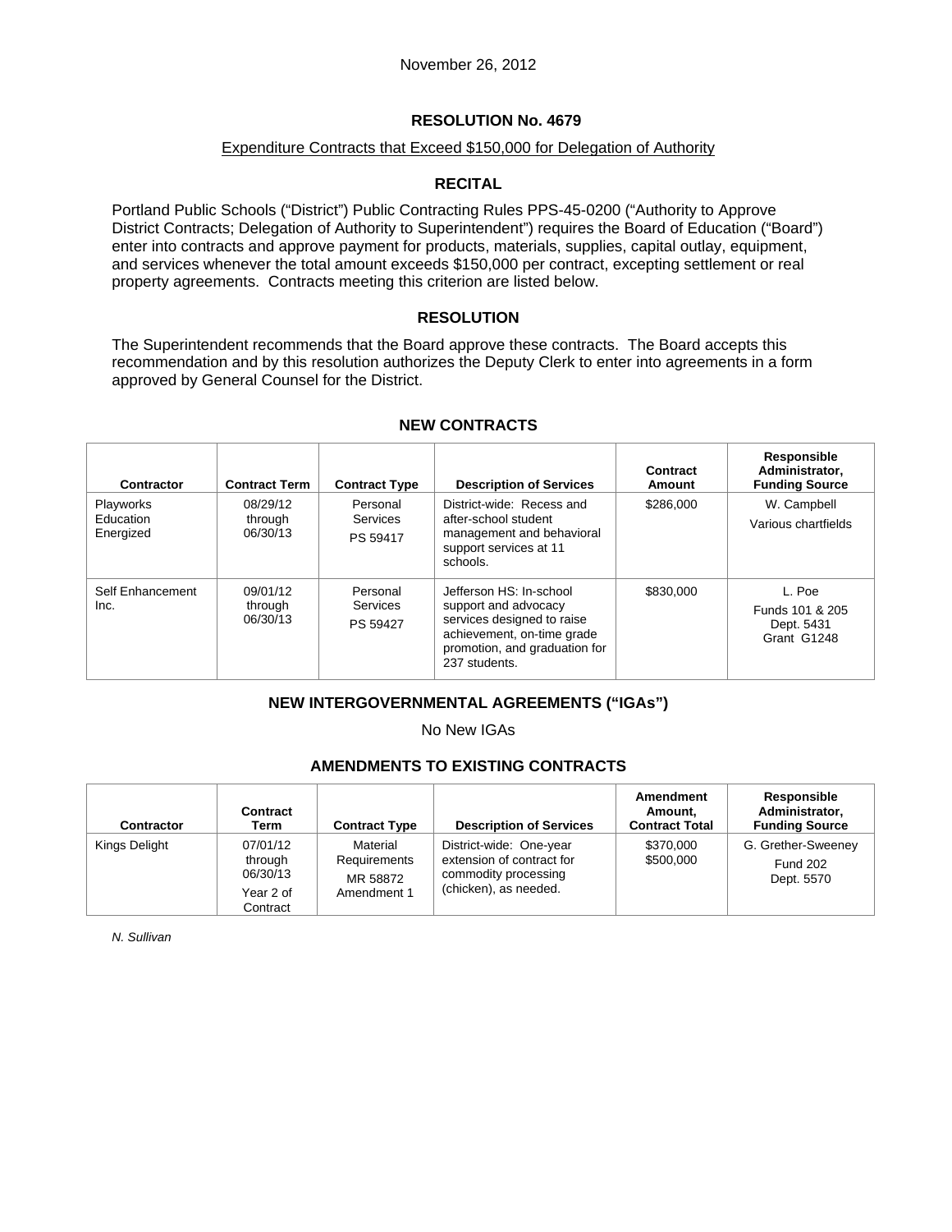November 26, 2012

## RESOLUTION No. 4679

Expenditure Contracts that Exceed $150,000 for Delegation of Authority

### RECITAL

Portland Public Schools ("District") Public Contracting Rules PPS-45-0200 ("Authority to Approve District Contracts; Delegation of Authority to Superintendent") requires the Board of Education ("Board") enter into contracts and approve payment for products, materials, supplies, capital outlay, equipment, and services whenever the total amount exceeds $150,000 per contract, excepting settlement or real property agreements. Contracts meeting this criterion are listed below.

### RESOLUTION

The Superintendent recommends that the Board approve these contracts. The Board accepts this recommendation and by this resolution authorizes the Deputy Clerk to enter into agreements in a form approved by General Counsel for the District.

### NEW CONTRACTS

| Contractor | Contract Term | Contract Type | Description of Services | Contract Amount | Responsible Administrator, Funding Source |
|---|---|---|---|---|---|
| Playworks Education Energized | 08/29/12 through 06/30/13 | Personal Services PS 59417 | District-wide: Recess and after-school student management and behavioral support services at 11 schools. | $286,000 | W. Campbell Various chartfields |
| Self Enhancement Inc. | 09/01/12 through 06/30/13 | Personal Services PS 59427 | Jefferson HS: In-school support and advocacy services designed to raise achievement, on-time grade promotion, and graduation for 237 students. | $830,000 | L. Poe Funds 101 & 205 Dept. 5431 Grant G1248 |

### NEW INTERGOVERNMENTAL AGREEMENTS ("IGAs")

No New IGAs

### AMENDMENTS TO EXISTING CONTRACTS

| Contractor | Contract Term | Contract Type | Description of Services | Amendment Amount, Contract Total | Responsible Administrator, Funding Source |
|---|---|---|---|---|---|
| Kings Delight | 07/01/12 through 06/30/13 Year 2 of Contract | Material Requirements MR 58872 Amendment 1 | District-wide: One-year extension of contract for commodity processing (chicken), as needed. | $370,000 $500,000 | G. Grether-Sweeney Fund 202 Dept. 5570 |

*N. Sullivan*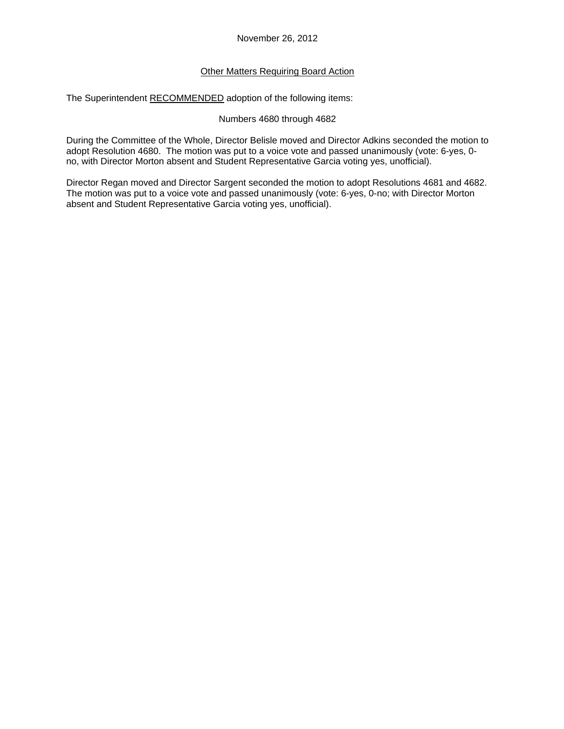November 26, 2012

## Other Matters Requiring Board Action

The Superintendent RECOMMENDED adoption of the following items:

Numbers 4680 through 4682

During the Committee of the Whole, Director Belisle moved and Director Adkins seconded the motion to adopt Resolution 4680. The motion was put to a voice vote and passed unanimously (vote: 6-yes, 0-no, with Director Morton absent and Student Representative Garcia voting yes, unofficial).

Director Regan moved and Director Sargent seconded the motion to adopt Resolutions 4681 and 4682. The motion was put to a voice vote and passed unanimously (vote: 6-yes, 0-no; with Director Morton absent and Student Representative Garcia voting yes, unofficial).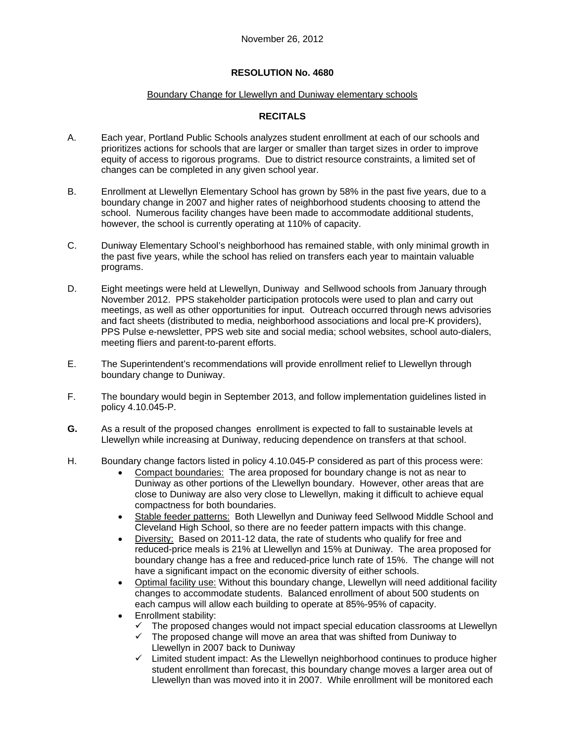November 26, 2012

## RESOLUTION No. 4680

Boundary Change for Llewellyn and Duniway elementary schools

### RECITALS

A. Each year, Portland Public Schools analyzes student enrollment at each of our schools and prioritizes actions for schools that are larger or smaller than target sizes in order to improve equity of access to rigorous programs. Due to district resource constraints, a limited set of changes can be completed in any given school year.

B. Enrollment at Llewellyn Elementary School has grown by 58% in the past five years, due to a boundary change in 2007 and higher rates of neighborhood students choosing to attend the school. Numerous facility changes have been made to accommodate additional students, however, the school is currently operating at 110% of capacity.

C. Duniway Elementary School's neighborhood has remained stable, with only minimal growth in the past five years, while the school has relied on transfers each year to maintain valuable programs.

D. Eight meetings were held at Llewellyn, Duniway and Sellwood schools from January through November 2012. PPS stakeholder participation protocols were used to plan and carry out meetings, as well as other opportunities for input. Outreach occurred through news advisories and fact sheets (distributed to media, neighborhood associations and local pre-K providers), PPS Pulse e-newsletter, PPS web site and social media; school websites, school auto-dialers, meeting fliers and parent-to-parent efforts.

E. The Superintendent's recommendations will provide enrollment relief to Llewellyn through boundary change to Duniway.

F. The boundary would begin in September 2013, and follow implementation guidelines listed in policy 4.10.045-P.

**G.** As a result of the proposed changes enrollment is expected to fall to sustainable levels at Llewellyn while increasing at Duniway, reducing dependence on transfers at that school.

H. Boundary change factors listed in policy 4.10.045-P considered as part of this process were:

- Compact boundaries: The area proposed for boundary change is not as near to Duniway as other portions of the Llewellyn boundary. However, other areas that are close to Duniway are also very close to Llewellyn, making it difficult to achieve equal compactness for both boundaries.
- Stable feeder patterns: Both Llewellyn and Duniway feed Sellwood Middle School and Cleveland High School, so there are no feeder pattern impacts with this change.
- Diversity: Based on 2011-12 data, the rate of students who qualify for free and reduced-price meals is 21% at Llewellyn and 15% at Duniway. The area proposed for boundary change has a free and reduced-price lunch rate of 15%. The change will not have a significant impact on the economic diversity of either schools.
- Optimal facility use: Without this boundary change, Llewellyn will need additional facility changes to accommodate students. Balanced enrollment of about 500 students on each campus will allow each building to operate at 85%-95% of capacity.
- Enrollment stability:
  - ✓ The proposed changes would not impact special education classrooms at Llewellyn
  - ✓ The proposed change will move an area that was shifted from Duniway to Llewellyn in 2007 back to Duniway
  - ✓ Limited student impact: As the Llewellyn neighborhood continues to produce higher student enrollment than forecast, this boundary change moves a larger area out of Llewellyn than was moved into it in 2007. While enrollment will be monitored each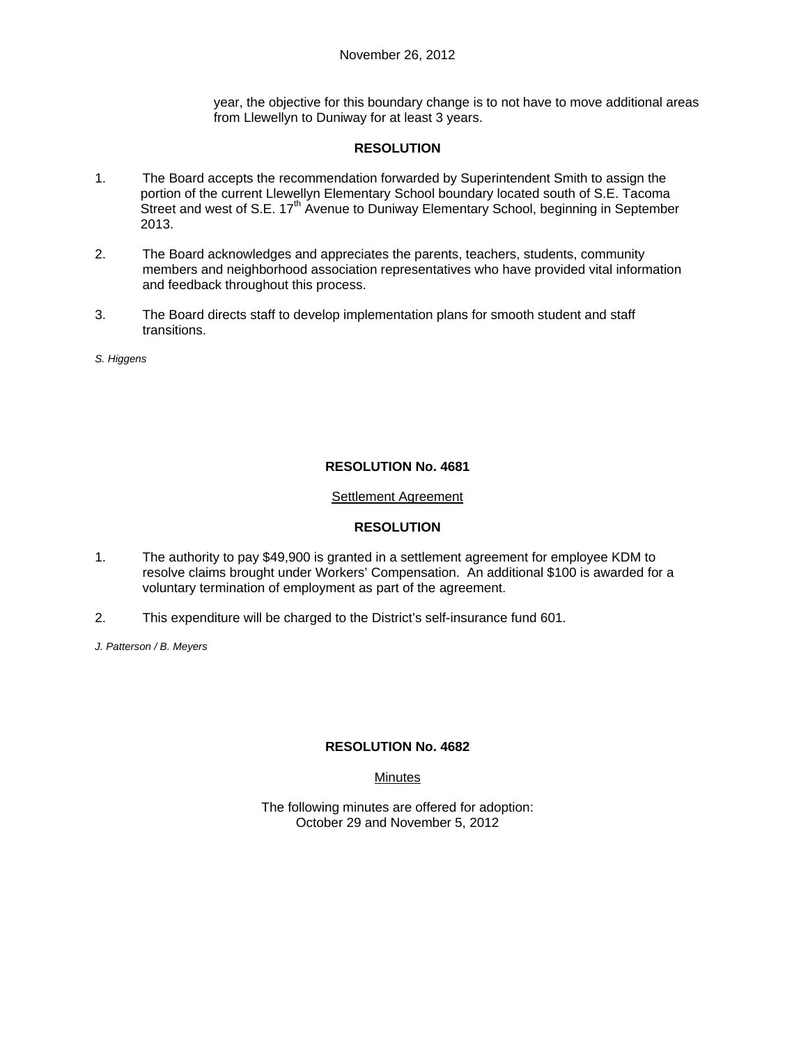year, the objective for this boundary change is to not have to move additional areas from Llewellyn to Duniway for at least 3 years.

**RESOLUTION**

1. The Board accepts the recommendation forwarded by Superintendent Smith to assign the portion of the current Llewellyn Elementary School boundary located south of S.E. Tacoma Street and west of S.E. 17th Avenue to Duniway Elementary School, beginning in September 2013.

2. The Board acknowledges and appreciates the parents, teachers, students, community members and neighborhood association representatives who have provided vital information and feedback throughout this process.

3. The Board directs staff to develop implementation plans for smooth student and staff transitions.

*S. Higgens*

**RESOLUTION No. 4681**

Settlement Agreement

**RESOLUTION**

1. The authority to pay $49,900 is granted in a settlement agreement for employee KDM to resolve claims brought under Workers' Compensation. An additional $100 is awarded for a voluntary termination of employment as part of the agreement.

2. This expenditure will be charged to the District's self-insurance fund 601.

*J. Patterson / B. Meyers*

**RESOLUTION No. 4682**

Minutes

The following minutes are offered for adoption:
October 29 and November 5, 2012